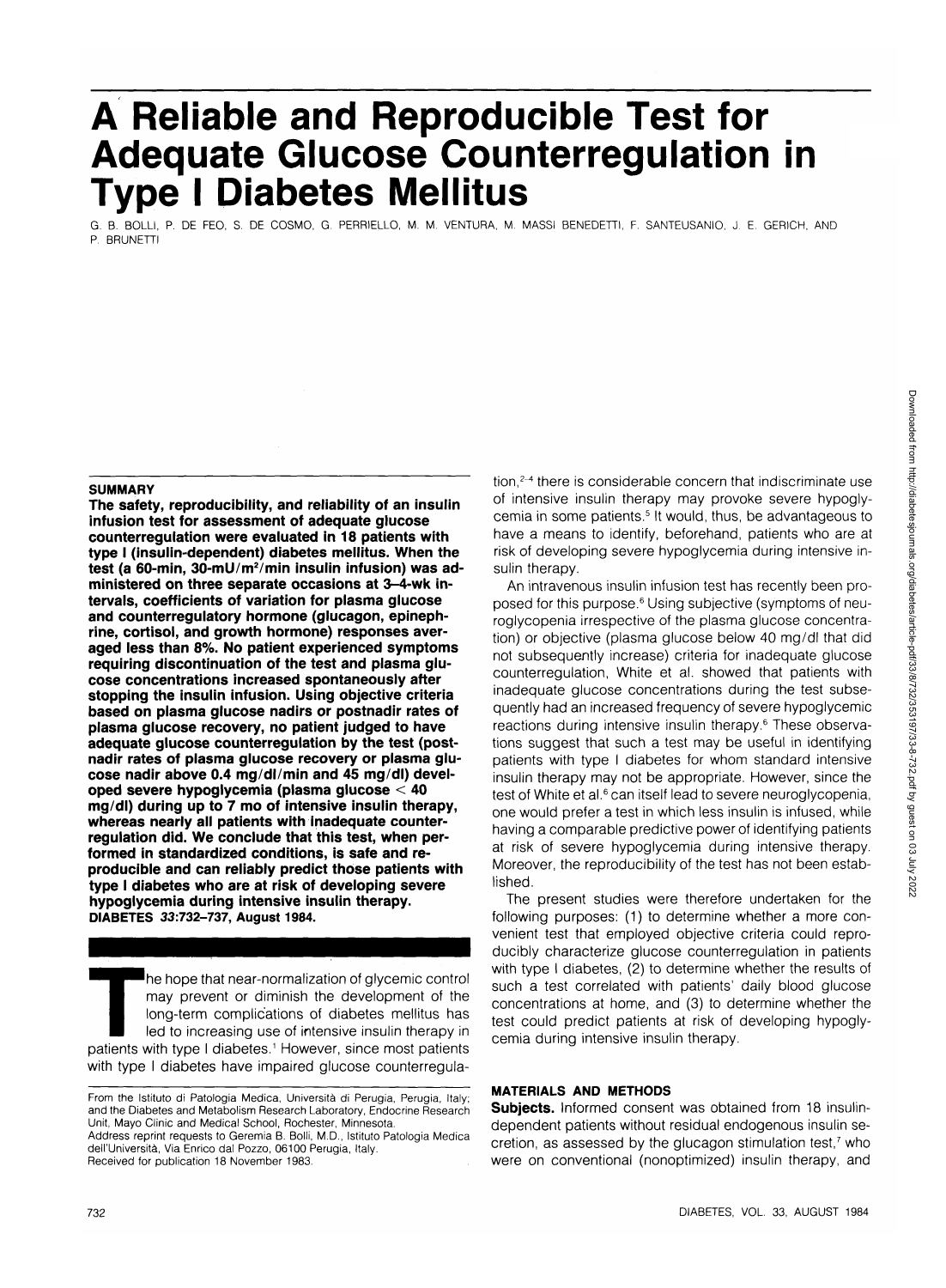# A Reliable and Reproducible Test for Adequate Glucose Counterregulation in Type I Diabetes Mellitus

G. B. BOLLI, P. DE FEO, S. DE COSMO, G. PERRIELLO, M. M. VENTURA, M. MASSI BENEDETTI, F. SANTEUSANIO, J. E. GERICH, AND P. BRUNETTI

**SUMMARY**

**The safety, reproducibility, and reliability of an insulin infusion test for assessment of adequate glucose counterregulation were evaluated in 18 patients with type I (insulin-dependent) diabetes mellitus. When the test (a 60-min, 30-mU/m²/min insulin infusion) was administered on three separate occasions at 3–4-wk intervals, coefficients of variation for plasma glucose and counterregulatory hormone (glucagon, epinephrine, cortisol, and growth hormone) responses averaged less than 8%. No patient experienced symptoms requiring discontinuation of the test and plasma glucose concentrations increased spontaneously after stopping the insulin infusion. Using objective criteria based on plasma glucose nadirs or postnadir rates of plasma glucose recovery, no patient judged to have adequate glucose counterregulation by the test (postnadir rates of plasma glucose recovery or plasma glucose nadir above 0.4 mg/dl/min and 45 mg/dl) developed severe hypoglycemia (plasma glucose < 40 mg/dl) during up to 7 mo of intensive insulin therapy, whereas nearly all patients with inadequate counterregulation did. We conclude that this test, when performed in standardized conditions, is safe and reproducible and can reliably predict those patients with type I diabetes who are at risk of developing severe hypoglycemia during intensive insulin therapy. DIABETES 33:732–737, August 1984.**

The hope that near-normalization of glycemic control may prevent or diminish the development of the long-term complications of diabetes mellitus has led to increasing use of intensive insulin therapy in patients with type I diabetes.[1] However, since most patients with type I diabetes have impaired glucose counterregulation,[2-4] there is considerable concern that indiscriminate use of intensive insulin therapy may provoke severe hypoglycemia in some patients.[5] It would, thus, be advantageous to have a means to identify, beforehand, patients who are at risk of developing severe hypoglycemia during intensive insulin therapy.

An intravenous insulin infusion test has recently been proposed for this purpose.[6] Using subjective (symptoms of neuroglycopenia irrespective of the plasma glucose concentration) or objective (plasma glucose below 40 mg/dl that did not subsequently increase) criteria for inadequate glucose counterregulation, White et al. showed that patients with inadequate glucose concentrations during the test subsequently had an increased frequency of severe hypoglycemic reactions during intensive insulin therapy.[6] These observations suggest that such a test may be useful in identifying patients with type I diabetes for whom standard intensive insulin therapy may not be appropriate. However, since the test of White et al.[6] can itself lead to severe neuroglycopenia, one would prefer a test in which less insulin is infused, while having a comparable predictive power of identifying patients at risk of severe hypoglycemia during intensive therapy. Moreover, the reproducibility of the test has not been established.

The present studies were therefore undertaken for the following purposes: (1) to determine whether a more convenient test that employed objective criteria could reproducibly characterize glucose counterregulation in patients with type I diabetes, (2) to determine whether the results of such a test correlated with patients' daily blood glucose concentrations at home, and (3) to determine whether the test could predict patients at risk of developing hypoglycemia during intensive insulin therapy.

## MATERIALS AND METHODS

**Subjects.** Informed consent was obtained from 18 insulin-dependent patients without residual endogenous insulin secretion, as assessed by the glucagon stimulation test,[7] who were on conventional (nonoptimized) insulin therapy, and

From the Istituto di Patologia Medica, Università di Perugia, Perugia, Italy; and the Diabetes and Metabolism Research Laboratory, Endocrine Research Unit, Mayo Clinic and Medical School, Rochester, Minnesota.
Address reprint requests to Geremia B. Bolli, M.D., Istituto Patologia Medica dell'Università, Via Enrico dal Pozzo, 06100 Perugia, Italy.
Received for publication 18 November 1983.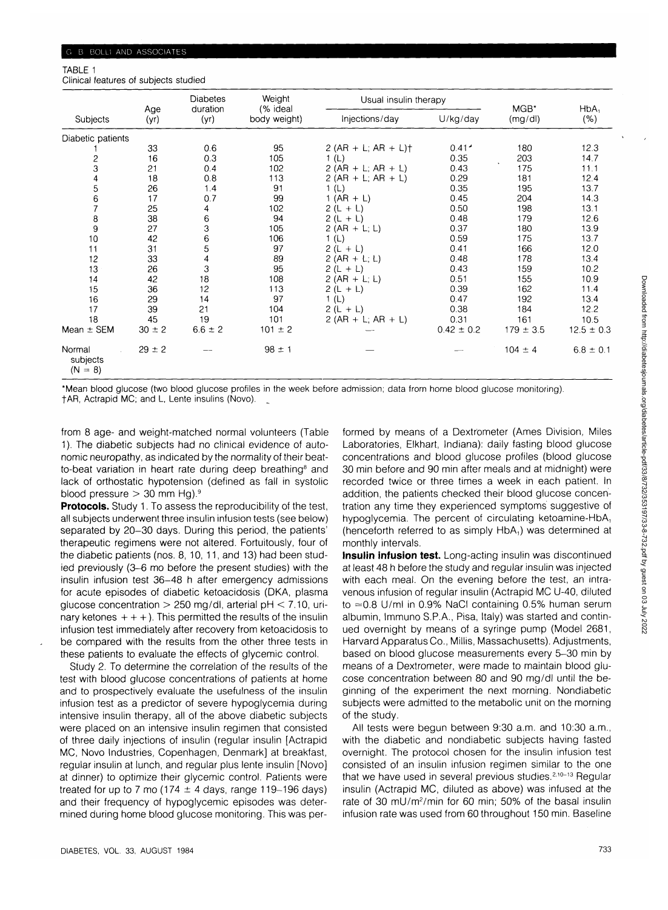TABLE 1
Clinical features of subjects studied

| Subjects | Age (yr) | Diabetes duration (yr) | Weight (% ideal body weight) | Usual insulin therapy | | MGB* (mg/dl) | $HbA_1$ (%) |
|---|---|---|---|---|---|---|---|
| | | | | Injections/day | U/kg/day | | |
| Diabetic patients | | | | | | | |
| 1 | 33 | 0.6 | 95 | 2 (AR + L; AR + L)† | 0.41 | 180 | 12.3 |
| 2 | 16 | 0.3 | 105 | 1 (L) | 0.35 | 203 | 14.7 |
| 3 | 21 | 0.4 | 102 | 2 (AR + L; AR + L) | 0.43 | 175 | 11.1 |
| 4 | 18 | 0.8 | 113 | 2 (AR + L; AR + L) | 0.29 | 181 | 12.4 |
| 5 | 26 | 1.4 | 91 | 1 (L) | 0.35 | 195 | 13.7 |
| 6 | 17 | 0.7 | 99 | 1 (AR + L) | 0.45 | 204 | 14.3 |
| 7 | 25 | 4 | 102 | 2 (L + L) | 0.50 | 198 | 13.1 |
| 8 | 38 | 6 | 94 | 2 (L + L) | 0.48 | 179 | 12.6 |
| 9 | 27 | 3 | 105 | 2 (AR + L; L) | 0.37 | 180 | 13.9 |
| 10 | 42 | 6 | 106 | 1 (L) | 0.59 | 175 | 13.7 |
| 11 | 31 | 5 | 97 | 2 (L + L) | 0.41 | 166 | 12.0 |
| 12 | 33 | 4 | 89 | 2 (AR + L; L) | 0.48 | 178 | 13.4 |
| 13 | 26 | 3 | 95 | 2 (L + L) | 0.43 | 159 | 10.2 |
| 14 | 42 | 18 | 108 | 2 (AR + L; L) | 0.51 | 155 | 10.9 |
| 15 | 36 | 12 | 113 | 2 (L + L) | 0.39 | 162 | 11.4 |
| 16 | 29 | 14 | 97 | 1 (L) | 0.47 | 192 | 13.4 |
| 17 | 39 | 21 | 104 | 2 (L + L) | 0.38 | 184 | 12.2 |
| 18 | 45 | 19 | 101 | 2 (AR + L; AR + L) | 0.31 | 161 | 10.5 |
| Mean ± SEM | 30 ± 2 | 6.6 ± 2 | 101 ± 2 | — | 0.42 ± 0.2 | 179 ± 3.5 | 12.5 ± 0.3 |
| Normal subjects (N = 8) | 29 ± 2 | — | 98 ± 1 | — | — | 104 ± 4 | 6.8 ± 0.1 |

*Mean blood glucose (two blood glucose profiles in the week before admission; data from home blood glucose monitoring).
†AR, Actrapid MC; and L, Lente insulins (Novo).

from 8 age- and weight-matched normal volunteers (Table 1). The diabetic subjects had no clinical evidence of autonomic neuropathy, as indicated by the normality of their beat-to-beat variation in heart rate during deep breathing[8] and lack of orthostatic hypotension (defined as fall in systolic blood pressure > 30 mm Hg).[9]

**Protocols.** Study 1. To assess the reproducibility of the test, all subjects underwent three insulin infusion tests (see below) separated by 20–30 days. During this period, the patients' therapeutic regimens were not altered. Fortuitously, four of the diabetic patients (nos. 8, 10, 11, and 13) had been studied previously (3–6 mo before the present studies) with the insulin infusion test 36–48 h after emergency admissions for acute episodes of diabetic ketoacidosis (DKA, plasma glucose concentration > 250 mg/dl, arterial pH < 7.10, urinary ketones + + +). This permitted the results of the insulin infusion test immediately after recovery from ketoacidosis to be compared with the results from the other three tests in these patients to evaluate the effects of glycemic control.

Study 2. To determine the correlation of the results of the test with blood glucose concentrations of patients at home and to prospectively evaluate the usefulness of the insulin infusion test as a predictor of severe hypoglycemia during intensive insulin therapy, all of the above diabetic subjects were placed on an intensive insulin regimen that consisted of three daily injections of insulin (regular insulin [Actrapid MC, Novo Industries, Copenhagen, Denmark] at breakfast, regular insulin at lunch, and regular plus lente insulin [Novo] at dinner) to optimize their glycemic control. Patients were treated for up to 7 mo (174 ± 4 days, range 119–196 days) and their frequency of hypoglycemic episodes was determined during home blood glucose monitoring. This was performed by means of a Dextrometer (Ames Division, Miles Laboratories, Elkhart, Indiana): daily fasting blood glucose concentrations and blood glucose profiles (blood glucose 30 min before and 90 min after meals and at midnight) were recorded twice or three times a week in each patient. In addition, the patients checked their blood glucose concentration any time they experienced symptoms suggestive of hypoglycemia. The percent of circulating ketoamine-$HbA_1$ (henceforth referred to as simply $HbA_1$) was determined at monthly intervals.

**Insulin infusion test.** Long-acting insulin was discontinued at least 48 h before the study and regular insulin was injected with each meal. On the evening before the test, an intravenous infusion of regular insulin (Actrapid MC U-40, diluted to ≈0.8 U/ml in 0.9% NaCl containing 0.5% human serum albumin, Immuno S.P.A., Pisa, Italy) was started and continued overnight by means of a syringe pump (Model 2681, Harvard Apparatus Co., Millis, Massachusetts). Adjustments, based on blood glucose measurements every 5–30 min by means of a Dextrometer, were made to maintain blood glucose concentration between 80 and 90 mg/dl until the beginning of the experiment the next morning. Nondiabetic subjects were admitted to the metabolic unit on the morning of the study.

All tests were begun between 9:30 a.m. and 10:30 a.m., with the diabetic and nondiabetic subjects having fasted overnight. The protocol chosen for the insulin infusion test consisted of an insulin infusion regimen similar to the one that we have used in several previous studies.[2,10–13] Regular insulin (Actrapid MC, diluted as above) was infused at the rate of 30 mU/m²/min for 60 min; 50% of the basal insulin infusion rate was used from 60 throughout 150 min. Baseline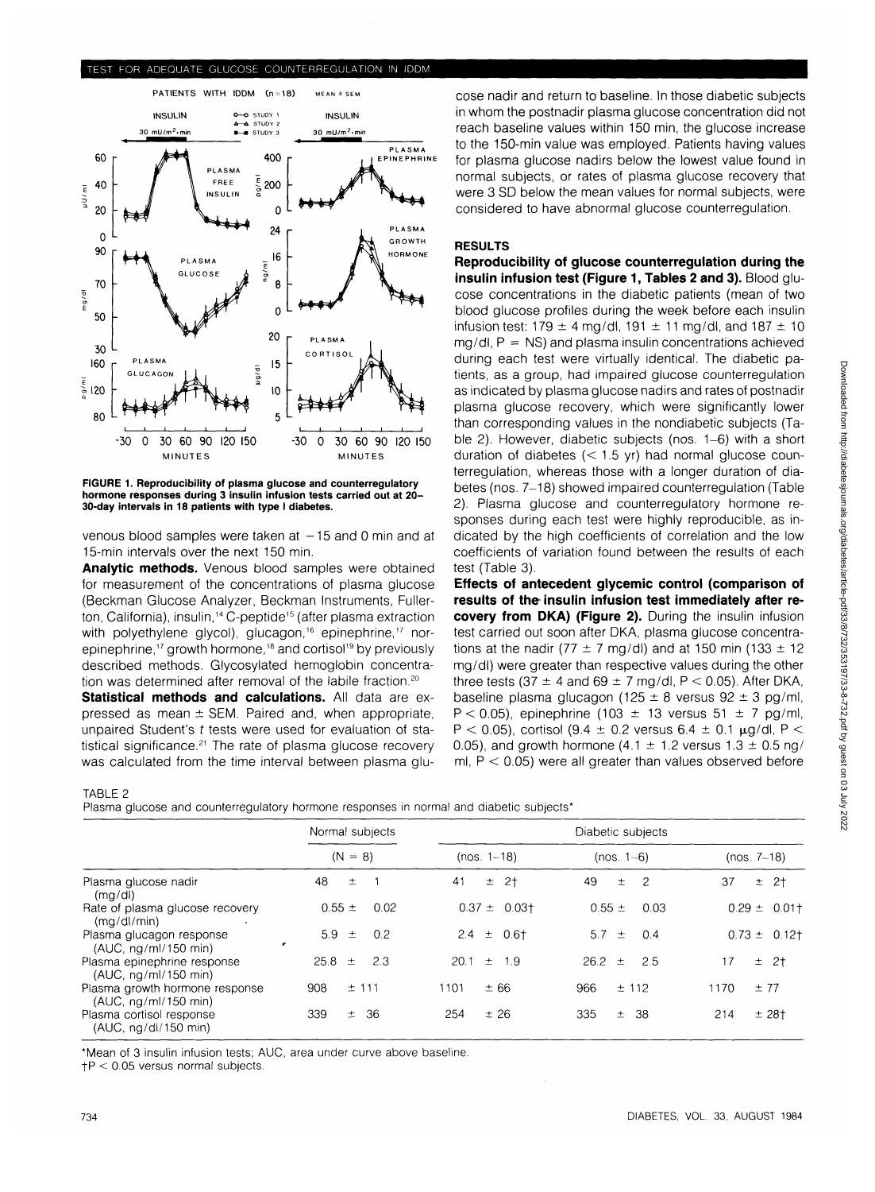FIGURE 1. Reproducibility of plasma glucose and counterregulatory hormone responses during 3 insulin infusion tests carried out at 20–30-day intervals in 18 patients with type I diabetes.

venous blood samples were taken at −15 and 0 min and at 15-min intervals over the next 150 min.

**Analytic methods.** Venous blood samples were obtained for measurement of the concentrations of plasma glucose (Beckman Glucose Analyzer, Beckman Instruments, Fullerton, California), insulin,[14] C-peptide[15] (after plasma extraction with polyethylene glycol), glucagon,[16] epinephrine,[17] norepinephrine,[17] growth hormone,[18] and cortisol[19] by previously described methods. Glycosylated hemoglobin concentration was determined after removal of the labile fraction.[20]

**Statistical methods and calculations.** All data are expressed as mean ± SEM. Paired and, when appropriate, unpaired Student's *t* tests were used for evaluation of statistical significance.[21] The rate of plasma glucose recovery was calculated from the time interval between plasma glucose nadir and return to baseline. In those diabetic subjects in whom the postnadir plasma glucose concentration did not reach baseline values within 150 min, the glucose increase to the 150-min value was employed. Patients having values for plasma glucose nadirs below the lowest value found in normal subjects, or rates of plasma glucose recovery that were 3 SD below the mean values for normal subjects, were considered to have abnormal glucose counterregulation.

## RESULTS

**Reproducibility of glucose counterregulation during the insulin infusion test (Figure 1, Tables 2 and 3).** Blood glucose concentrations in the diabetic patients (mean of two blood glucose profiles during the week before each insulin infusion test: 179 ± 4 mg/dl, 191 ± 11 mg/dl, and 187 ± 10 mg/dl, P = NS) and plasma insulin concentrations achieved during each test were virtually identical. The diabetic patients, as a group, had impaired glucose counterregulation as indicated by plasma glucose nadirs and rates of postnadir plasma glucose recovery, which were significantly lower than corresponding values in the nondiabetic subjects (Table 2). However, diabetic subjects (nos. 1–6) with a short duration of diabetes (< 1.5 yr) had normal glucose counterregulation, whereas those with a longer duration of diabetes (nos. 7–18) showed impaired counterregulation (Table 2). Plasma glucose and counterregulatory hormone responses during each test were highly reproducible, as indicated by the high coefficients of correlation and the low coefficients of variation found between the results of each test (Table 3).

**Effects of antecedent glycemic control (comparison of results of the insulin infusion test immediately after recovery from DKA) (Figure 2).** During the insulin infusion test carried out soon after DKA, plasma glucose concentrations at the nadir (77 ± 7 mg/dl) and at 150 min (133 ± 12 mg/dl) were greater than respective values during the other three tests (37 ± 4 and 69 ± 7 mg/dl, $P < 0.05$). After DKA, baseline plasma glucagon (125 ± 8 versus 92 ± 3 pg/ml, $P < 0.05$), epinephrine (103 ± 13 versus 51 ± 7 pg/ml, $P < 0.05$), cortisol (9.4 ± 0.2 versus 6.4 ± 0.1 μg/dl, $P < 0.05$), and growth hormone (4.1 ± 1.2 versus 1.3 ± 0.5 ng/ml, $P < 0.05$) were all greater than values observed before

TABLE 2
Plasma glucose and counterregulatory hormone responses in normal and diabetic subjects*

| | Normal subjects | Diabetic subjects | | |
|---|---|---|---|---|
| | (N = 8) | (nos. 1–18) | (nos. 1–6) | (nos. 7–18) |
| Plasma glucose nadir (mg/dl) | 48 ± 1 | 41 ± 2† | 49 ± 2 | 37 ± 2† |
| Rate of plasma glucose recovery (mg/dl/min) | 0.55 ± 0.02 | 0.37 ± 0.03† | 0.55 ± 0.03 | 0.29 ± 0.01† |
| Plasma glucagon response (AUC, ng/ml/150 min) | 5.9 ± 0.2 | 2.4 ± 0.6† | 5.7 ± 0.4 | 0.73 ± 0.12† |
| Plasma epinephrine response (AUC, ng/ml/150 min) | 25.8 ± 2.3 | 20.1 ± 1.9 | 26.2 ± 2.5 | 17 ± 2† |
| Plasma growth hormone response (AUC, ng/ml/150 min) | 908 ± 111 | 1101 ± 66 | 966 ± 112 | 1170 ± 77 |
| Plasma cortisol response (AUC, ng/dl/150 min) | 339 ± 36 | 254 ± 26 | 335 ± 38 | 214 ± 28† |

*Mean of 3 insulin infusion tests; AUC, area under curve above baseline.
†P < 0.05 versus normal subjects.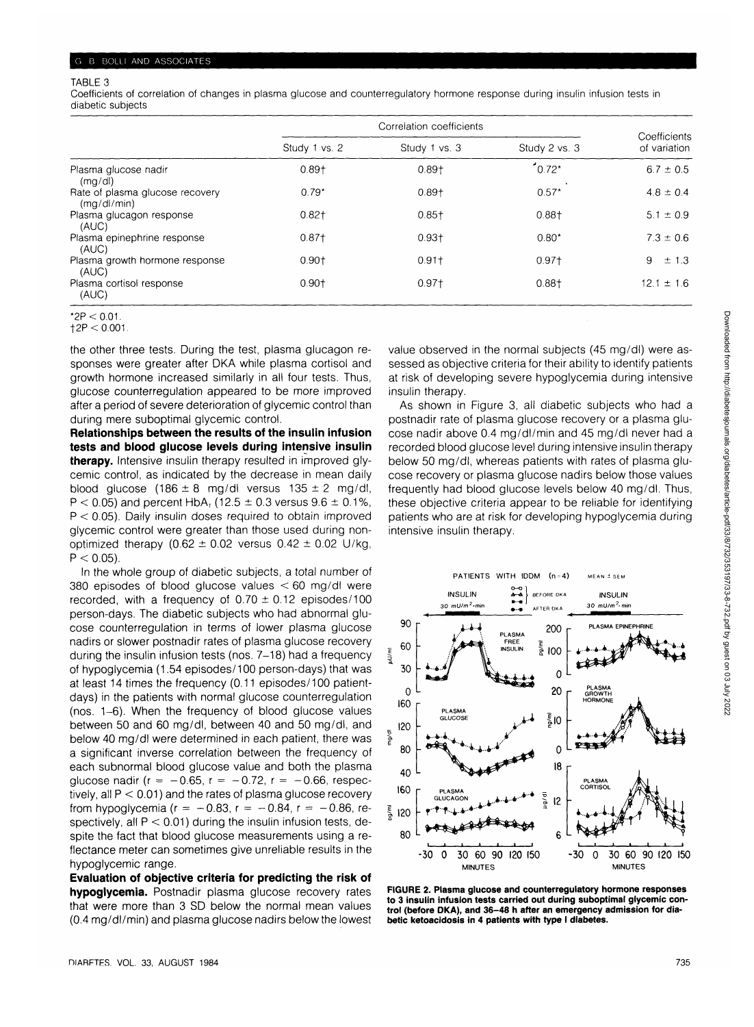TABLE 3

Coefficients of correlation of changes in plasma glucose and counterregulatory hormone response during insulin infusion tests in diabetic subjects

| | Correlation coefficients | | | Coefficients of variation |
|---|---|---|---|---|
| | Study 1 vs. 2 | Study 1 vs. 3 | Study 2 vs. 3 | |
| Plasma glucose nadir (mg/dl) | 0.89† | 0.89† | 0.72* | 6.7 ± 0.5 |
| Rate of plasma glucose recovery (mg/dl/min) | 0.79* | 0.89† | 0.57* | 4.8 ± 0.4 |
| Plasma glucagon response (AUC) | 0.82† | 0.85† | 0.88† | 5.1 ± 0.9 |
| Plasma epinephrine response (AUC) | 0.87† | 0.93† | 0.80* | 7.3 ± 0.6 |
| Plasma growth hormone response (AUC) | 0.90† | 0.91† | 0.97† | 9 ± 1.3 |
| Plasma cortisol response (AUC) | 0.90† | 0.97† | 0.88† | 12.1 ± 1.6 |

*2P < 0.01.
†2P < 0.001.

the other three tests. During the test, plasma glucagon responses were greater after DKA while plasma cortisol and growth hormone increased similarly in all four tests. Thus, glucose counterregulation appeared to be more improved after a period of severe deterioration of glycemic control than during mere suboptimal glycemic control.

**Relationships between the results of the insulin infusion tests and blood glucose levels during intensive insulin therapy.** Intensive insulin therapy resulted in improved glycemic control, as indicated by the decrease in mean daily blood glucose (186 ± 8 mg/dl versus 135 ± 2 mg/dl, $P < 0.05$) and percent $HbA_1$ (12.5 ± 0.3 versus 9.6 ± 0.1%, $P < 0.05$). Daily insulin doses required to obtain improved glycemic control were greater than those used during nonoptimized therapy (0.62 ± 0.02 versus 0.42 ± 0.02 U/kg, $P < 0.05$).

In the whole group of diabetic subjects, a total number of 380 episodes of blood glucose values < 60 mg/dl were recorded, with a frequency of 0.70 ± 0.12 episodes/100 person-days. The diabetic subjects who had abnormal glucose counterregulation in terms of lower plasma glucose nadirs or slower postnadir rates of plasma glucose recovery during the insulin infusion tests (nos. 7–18) had a frequency of hypoglycemia (1.54 episodes/100 person-days) that was at least 14 times the frequency (0.11 episodes/100 patient-days) in the patients with normal glucose counterregulation (nos. 1–6). When the frequency of blood glucose values between 50 and 60 mg/dl, between 40 and 50 mg/dl, and below 40 mg/dl were determined in each patient, there was a significant inverse correlation between the frequency of each subnormal blood glucose value and both the plasma glucose nadir ($r = -0.65$, $r = -0.72$, $r = -0.66$, respectively, all $P < 0.01$) and the rates of plasma glucose recovery from hypoglycemia ($r = -0.83$, $r = -0.84$, $r = -0.86$, respectively, all $P < 0.01$) during the insulin infusion tests, despite the fact that blood glucose measurements using a reflectance meter can sometimes give unreliable results in the hypoglycemic range.

**Evaluation of objective criteria for predicting the risk of hypoglycemia.** Postnadir plasma glucose recovery rates that were more than 3 SD below the normal mean values (0.4 mg/dl/min) and plasma glucose nadirs below the lowest value observed in the normal subjects (45 mg/dl) were assessed as objective criteria for their ability to identify patients at risk of developing severe hypoglycemia during intensive insulin therapy.

As shown in Figure 3, all diabetic subjects who had a postnadir rate of plasma glucose recovery or a plasma glucose nadir above 0.4 mg/dl/min and 45 mg/dl never had a recorded blood glucose level during intensive insulin therapy below 50 mg/dl, whereas patients with rates of plasma glucose recovery or plasma glucose nadirs below those values frequently had blood glucose levels below 40 mg/dl. Thus, these objective criteria appear to be reliable for identifying patients who are at risk for developing hypoglycemia during intensive insulin therapy.

**FIGURE 2. Plasma glucose and counterregulatory hormone responses to 3 insulin infusion tests carried out during suboptimal glycemic control (before DKA), and 36–48 h after an emergency admission for diabetic ketoacidosis in 4 patients with type I diabetes.**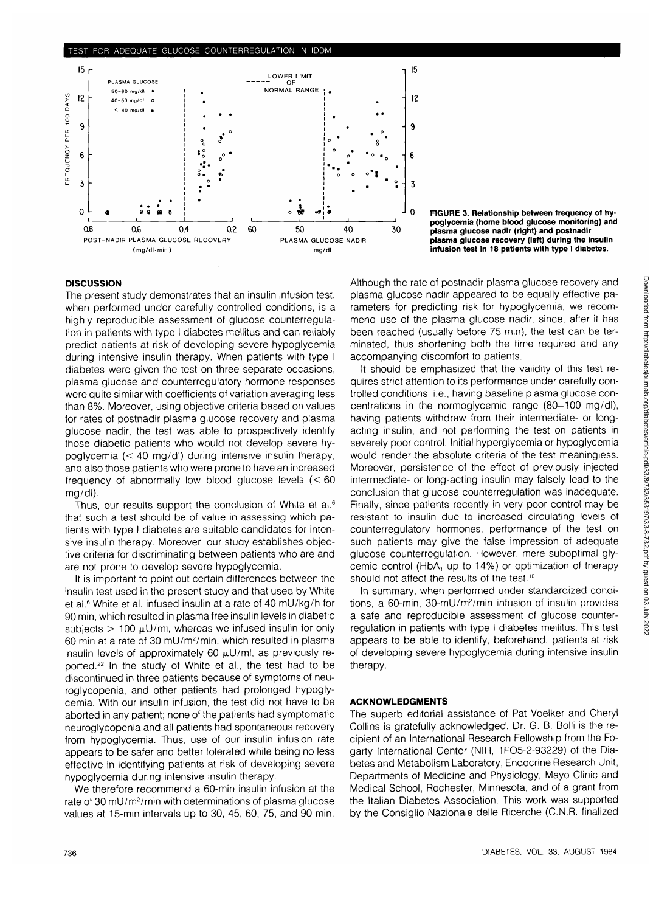FIGURE 3. Relationship between frequency of hypoglycemia (home blood glucose monitoring) and plasma glucose nadir (right) and postnadir plasma glucose recovery (left) during the insulin infusion test in 18 patients with type I diabetes.

## DISCUSSION

The present study demonstrates that an insulin infusion test, when performed under carefully controlled conditions, is a highly reproducible assessment of glucose counterregulation in patients with type I diabetes mellitus and can reliably predict patients at risk of developing severe hypoglycemia during intensive insulin therapy. When patients with type I diabetes were given the test on three separate occasions, plasma glucose and counterregulatory hormone responses were quite similar with coefficients of variation averaging less than 8%. Moreover, using objective criteria based on values for rates of postnadir plasma glucose recovery and plasma glucose nadir, the test was able to prospectively identify those diabetic patients who would not develop severe hypoglycemia (< 40 mg/dl) during intensive insulin therapy, and also those patients who were prone to have an increased frequency of abnormally low blood glucose levels (< 60 mg/dl).

Thus, our results support the conclusion of White et al.[6] that such a test should be of value in assessing which patients with type I diabetes are suitable candidates for intensive insulin therapy. Moreover, our study establishes objective criteria for discriminating between patients who are and are not prone to develop severe hypoglycemia.

It is important to point out certain differences between the insulin test used in the present study and that used by White et al.[6] White et al. infused insulin at a rate of 40 mU/kg/h for 90 min, which resulted in plasma free insulin levels in diabetic subjects > 100 μU/ml, whereas we infused insulin for only 60 min at a rate of 30 mU/m²/min, which resulted in plasma insulin levels of approximately 60 μU/ml, as previously reported.[22] In the study of White et al., the test had to be discontinued in three patients because of symptoms of neuroglycopenia, and other patients had prolonged hypoglycemia. With our insulin infusion, the test did not have to be aborted in any patient; none of the patients had symptomatic neuroglycopenia and all patients had spontaneous recovery from hypoglycemia. Thus, use of our insulin infusion rate appears to be safer and better tolerated while being no less effective in identifying patients at risk of developing severe hypoglycemia during intensive insulin therapy.

We therefore recommend a 60-min insulin infusion at the rate of 30 mU/m²/min with determinations of plasma glucose values at 15-min intervals up to 30, 45, 60, 75, and 90 min. Although the rate of postnadir plasma glucose recovery and plasma glucose nadir appeared to be equally effective parameters for predicting risk for hypoglycemia, we recommend use of the plasma glucose nadir, since, after it has been reached (usually before 75 min), the test can be terminated, thus shortening both the time required and any accompanying discomfort to patients.

It should be emphasized that the validity of this test requires strict attention to its performance under carefully controlled conditions, i.e., having baseline plasma glucose concentrations in the normoglycemic range (80–100 mg/dl), having patients withdraw from their intermediate- or long-acting insulin, and not performing the test on patients in severely poor control. Initial hyperglycemia or hypoglycemia would render the absolute criteria of the test meaningless. Moreover, persistence of the effect of previously injected intermediate- or long-acting insulin may falsely lead to the conclusion that glucose counterregulation was inadequate. Finally, since patients recently in very poor control may be resistant to insulin due to increased circulating levels of counterregulatory hormones, performance of the test on such patients may give the false impression of adequate glucose counterregulation. However, mere suboptimal glycemic control ($HbA_1$ up to 14%) or optimization of therapy should not affect the results of the test.[10]

In summary, when performed under standardized conditions, a 60-min, 30-mU/m²/min infusion of insulin provides a safe and reproducible assessment of glucose counterregulation in patients with type I diabetes mellitus. This test appears to be able to identify, beforehand, patients at risk of developing severe hypoglycemia during intensive insulin therapy.

## ACKNOWLEDGMENTS

The superb editorial assistance of Pat Voelker and Cheryl Collins is gratefully acknowledged. Dr. G. B. Bolli is the recipient of an International Research Fellowship from the Fogarty International Center (NIH, 1FO5-2-93229) of the Diabetes and Metabolism Laboratory, Endocrine Research Unit, Departments of Medicine and Physiology, Mayo Clinic and Medical School, Rochester, Minnesota, and of a grant from the Italian Diabetes Association. This work was supported by the Consiglio Nazionale delle Ricerche (C.N.R. finalized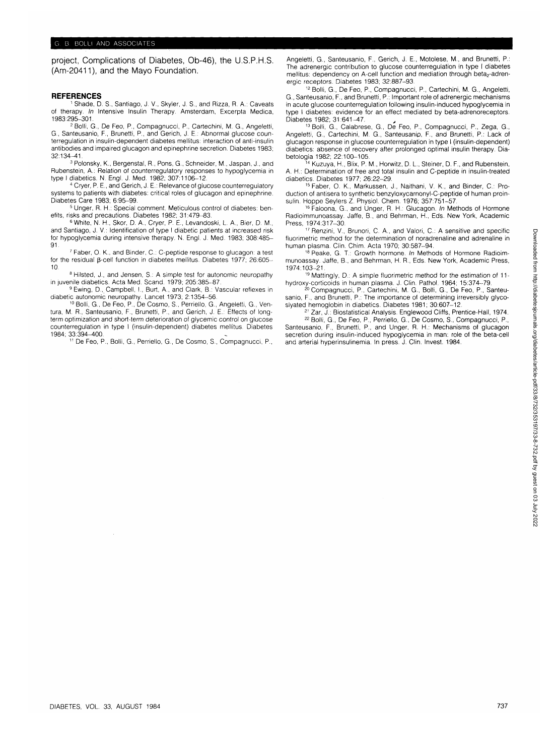project, Complications of Diabetes, Ob-46), the U.S.P.H.S. (Am-20411), and the Mayo Foundation.

## REFERENCES

[1] Shade, D. S., Santiago, J. V., Skyler, J. S., and Rizza, R. A.: Caveats of therapy. *In* Intensive Insulin Therapy. Amsterdam, Excerpta Medica, 1983:295–301.

[2] Bolli, G., De Feo, P., Compagnucci, P., Cartechini, M. G., Angeletti, G., Santeusanio, F., Brunetti, P., and Gerich, J. E.: Abnormal glucose counterregulation in insulin-dependent diabetes mellitus: interaction of anti-insulin antibodies and impaired glucagon and epinephrine secretion. Diabetes 1983; 32:134–41.

[3] Polonsky, K., Bergenstal, R., Pons, G., Schneider, M., Jaspan, J., and Rubenstein, A.: Relation of counterregulatory responses to hypoglycemia in type I diabetics. N. Engl. J. Med. 1982; 307:1106–12.

[4] Cryer, P. E., and Gerich, J. E.: Relevance of glucose counterregulatory systems to patients with diabetes: critical roles of glucagon and epinephrine. Diabetes Care 1983; 6:95–99.

[5] Unger, R. H.: Special comment. Meticulous control of diabetes: benefits, risks and precautions. Diabetes 1982; 31:479–83.

[6] White, N. H., Skor, D. A., Cryer, P. E., Levandoski, L. A., Bier, D. M., and Santiago, J. V.: Identification of type I diabetic patients at increased risk for hypoglycemia during intensive therapy. N. Engl. J. Med. 1983; 308:485–91.

[7] Faber, O. K., and Binder, C.: C-peptide response to glucagon: a test for the residual β-cell function in diabetes mellitus. Diabetes 1977; 26:605–10.

[8] Hilsted, J., and Jensen, S.: A simple test for autonomic neuropathy in juvenile diabetics. Acta Med. Scand. 1979; 205:385–87.

[9] Ewing, D., Campbell, I., Burt, A., and Clark, B.: Vascular reflexes in diabetic autonomic neuropathy. Lancet 1973; 2:1354–56.

[10] Bolli, G., De Feo, P., De Cosmo, S., Perriello, G., Angeletti, G., Ventura, M. R., Santeusanio, F., Brunetti, P., and Gerich, J. E.: Effects of long-term optimization and short-term deterioration of glycemic control on glucose counterregulation in type I (insulin-dependent) diabetes mellitus. Diabetes 1984; 33:394–400.

[11] De Feo, P., Bolli, G., Perriello, G., De Cosmo, S., Compagnucci, P., Angeletti, G., Santeusanio, F., Gerich, J. E., Motolese, M., and Brunetti, P.: The adrenergic contribution to glucose counterregulation in type I diabetes mellitus: dependency on A-cell function and mediation through $beta_2$-adrenergic receptors. Diabetes 1983; 32:887–93.

[12] Bolli, G., De Feo, P., Compagnucci, P., Cartechini, M. G., Angeletti, G., Santeusanio, F., and Brunetti, P.: Important role of adrenergic mechanisms in acute glucose counterregulation following insulin-induced hypoglycemia in type I diabetes: evidence for an effect mediated by beta-adrenoreceptors. Diabetes 1982; 31:641–47.

[13] Bolli, G., Calabrese, G., De Feo, P., Compagnucci, P., Zega, G., Angeletti, G., Cartechini, M. G., Santeusanio, F., and Brunetti, P.: Lack of glucagon response in glucose counterregulation in type I (insulin-dependent) diabetics: absence of recovery after prolonged optimal insulin therapy. Diabetologia 1982; 22:100–105.

[14] Kuzuya, H., Blix, P. M., Horwitz, D. L., Steiner, D. F., and Rubenstein, A. H.: Determination of free and total insulin and C-peptide in insulin-treated diabetics. Diabetes 1977; 26:22–29.

[15] Faber, O. K., Markussen, J., Naithani, V. K., and Binder, C.: Production of antisera to synthetic benzyloxycarnonyl-C-peptide of human proinsulin. Hoppe Seylers Z. Physiol. Chem. 1976; 357:751–57.

[16] Faloona, G., and Unger, R. H.: Glucagon. *In* Methods of Hormone Radioimmunoassay. Jaffe, B., and Behrman, H., Eds. New York, Academic Press, 1974:317–30.

[17] Renzini, V., Brunori, C. A., and Valori, C.: A sensitive and specific fluorimetric method for the determination of noradrenaline and adrenaline in human plasma. Clin. Chim. Acta 1970; 30:587–94.

[18] Peake, G. T.: Growth hormone. *In* Methods of Hormone Radioimmunoassay. Jaffe, B., and Behrman, H. R., Eds. New York, Academic Press, 1974:103–21.

[19] Mattingly, D.: A simple fluorimetric method for the estimation of 11-hydroxy-corticoids in human plasma. J. Clin. Pathol. 1964; 15:374–79.

[20] Compagnucci, P., Cartechini, M. G., Bolli, G., De Feo, P., Santeusanio, F., and Brunetti, P.: The importance of determining irreversibly glycosylated hemoglobin in diabetics. Diabetes 1981; 30:607–12.

[21] Zar, J.: Biostatistical Analysis. Englewood Cliffs, Prentice-Hall, 1974.

[22] Bolli, G., De Feo, P., Perriello, G., De Cosmo, S., Compagnucci, P., Santeusanio, F., Brunetti, P., and Unger, R. H.: Mechanisms of glucagon secretion during insulin-induced hypoglycemia in man: role of the beta-cell and arterial hyperinsulinemia. In press. J. Clin. Invest. 1984.